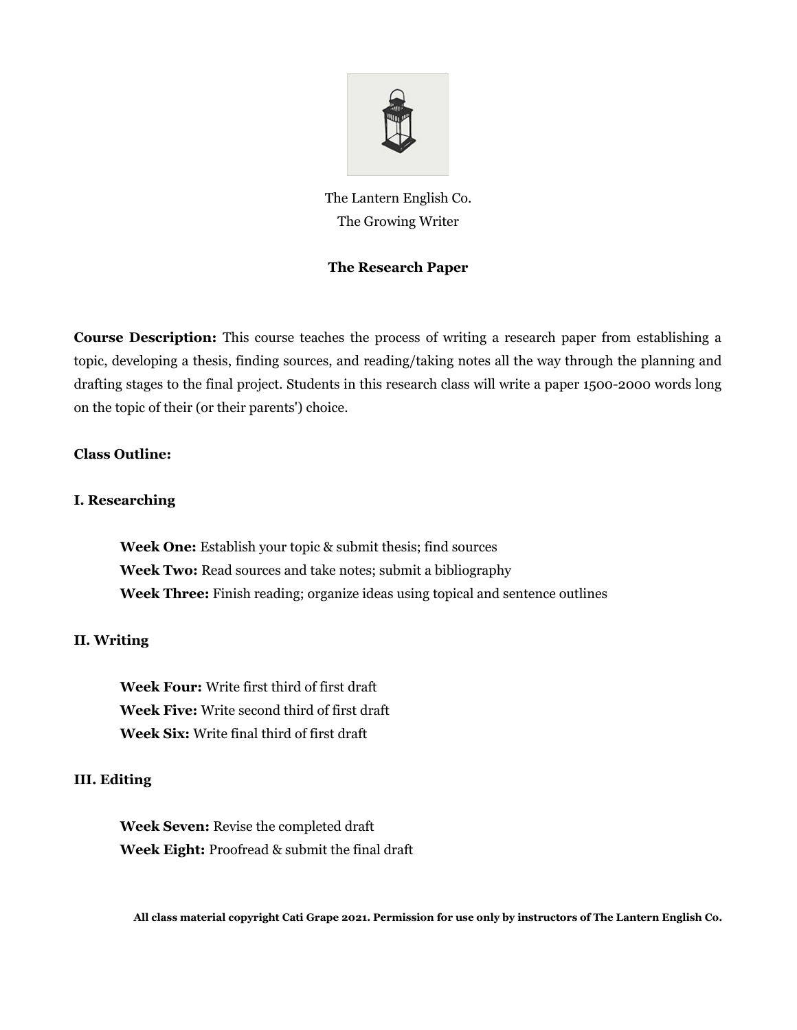The Lantern English Co.
The Growing Writer

# The Research Paper

**Course Description:** This course teaches the process of writing a research paper from establishing a topic, developing a thesis, finding sources, and reading/taking notes all the way through the planning and drafting stages to the final project. Students in this research class will write a paper 1500-2000 words long on the topic of their (or their parents') choice.

**Class Outline:**

## I. Researching

**Week One:** Establish your topic & submit thesis; find sources
**Week Two:** Read sources and take notes; submit a bibliography
**Week Three:** Finish reading; organize ideas using topical and sentence outlines

## II. Writing

**Week Four:** Write first third of first draft
**Week Five:** Write second third of first draft
**Week Six:** Write final third of first draft

## III. Editing

**Week Seven:** Revise the completed draft
**Week Eight:** Proofread & submit the final draft

**All class material copyright Cati Grape 2021. Permission for use only by instructors of The Lantern English Co.**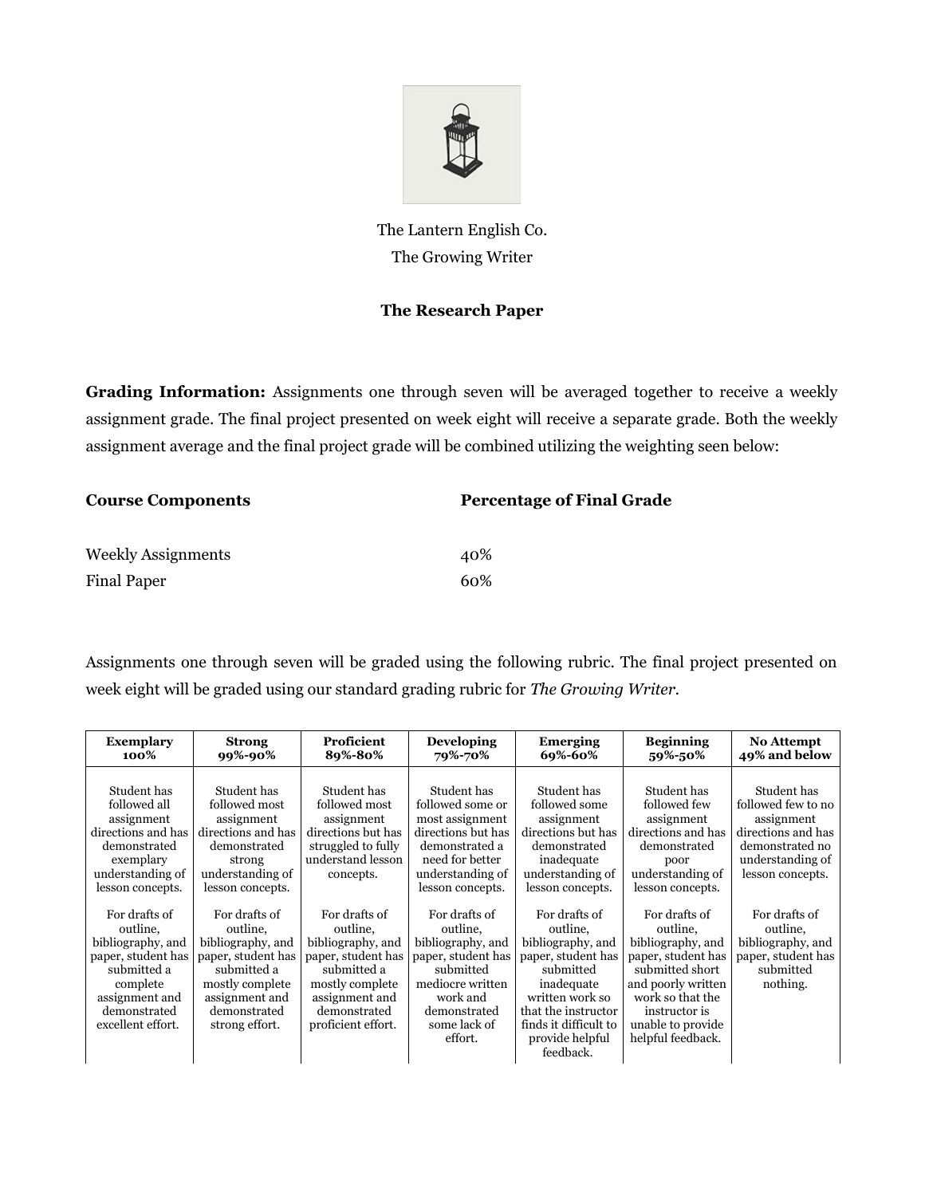The Lantern English Co.
The Growing Writer

**The Research Paper**

**Grading Information:** Assignments one through seven will be averaged together to receive a weekly assignment grade. The final project presented on week eight will receive a separate grade. Both the weekly assignment average and the final project grade will be combined utilizing the weighting seen below:

| **Course Components** | **Percentage of Final Grade** |
|---|---|
| Weekly Assignments | 40% |
| Final Paper | 60% |

Assignments one through seven will be graded using the following rubric. The final project presented on week eight will be graded using our standard grading rubric for *The Growing Writer*.

| **Exemplary 100%** | **Strong 99%-90%** | **Proficient 89%-80%** | **Developing 79%-70%** | **Emerging 69%-60%** | **Beginning 59%-50%** | **No Attempt 49% and below** |
|---|---|---|---|---|---|---|
| Student has followed all assignment directions and has demonstrated exemplary understanding of lesson concepts.<br><br>For drafts of outline, bibliography, and paper, student has submitted a complete assignment and demonstrated excellent effort. | Student has followed most assignment directions and has demonstrated strong understanding of lesson concepts.<br><br>For drafts of outline, bibliography, and paper, student has submitted a mostly complete assignment and demonstrated strong effort. | Student has followed most assignment directions but has struggled to fully understand lesson concepts.<br><br>For drafts of outline, bibliography, and paper, student has submitted a mostly complete assignment and demonstrated proficient effort. | Student has followed some or most assignment directions but has demonstrated a need for better understanding of lesson concepts.<br><br>For drafts of outline, bibliography, and paper, student has submitted mediocre written work and demonstrated some lack of effort. | Student has followed some assignment directions but has demonstrated inadequate understanding of lesson concepts.<br><br>For drafts of outline, bibliography, and paper, student has submitted inadequate written work so that the instructor finds it difficult to provide helpful feedback. | Student has followed few assignment directions and has demonstrated poor understanding of lesson concepts.<br><br>For drafts of outline, bibliography, and paper, student has submitted short and poorly written work so that the instructor is unable to provide helpful feedback. | Student has followed few to no assignment directions and has demonstrated no understanding of lesson concepts.<br><br>For drafts of outline, bibliography, and paper, student has submitted nothing. |